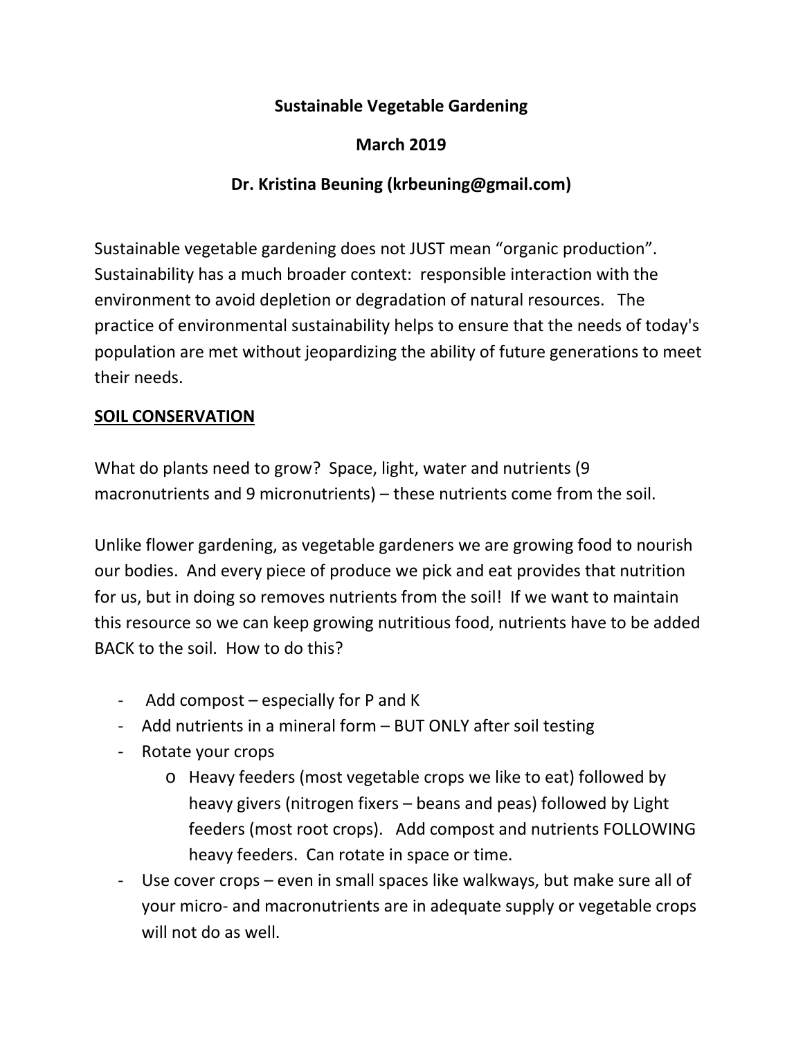**Sustainable Vegetable Gardening**

**March 2019**

**Dr. Kristina Beuning (krbeuning@gmail.com)**

Sustainable vegetable gardening does not JUST mean "organic production". Sustainability has a much broader context: responsible interaction with the environment to avoid depletion or degradation of natural resources. The practice of environmental sustainability helps to ensure that the needs of today's population are met without jeopardizing the ability of future generations to meet their needs.

## <u>SOIL CONSERVATION</u>

What do plants need to grow? Space, light, water and nutrients (9 macronutrients and 9 micronutrients) – these nutrients come from the soil.

Unlike flower gardening, as vegetable gardeners we are growing food to nourish our bodies. And every piece of produce we pick and eat provides that nutrition for us, but in doing so removes nutrients from the soil! If we want to maintain this resource so we can keep growing nutritious food, nutrients have to be added BACK to the soil. How to do this?

- Add compost – especially for P and K
- Add nutrients in a mineral form – BUT ONLY after soil testing
- Rotate your crops
  - Heavy feeders (most vegetable crops we like to eat) followed by heavy givers (nitrogen fixers – beans and peas) followed by Light feeders (most root crops). Add compost and nutrients FOLLOWING heavy feeders. Can rotate in space or time.
- Use cover crops – even in small spaces like walkways, but make sure all of your micro- and macronutrients are in adequate supply or vegetable crops will not do as well.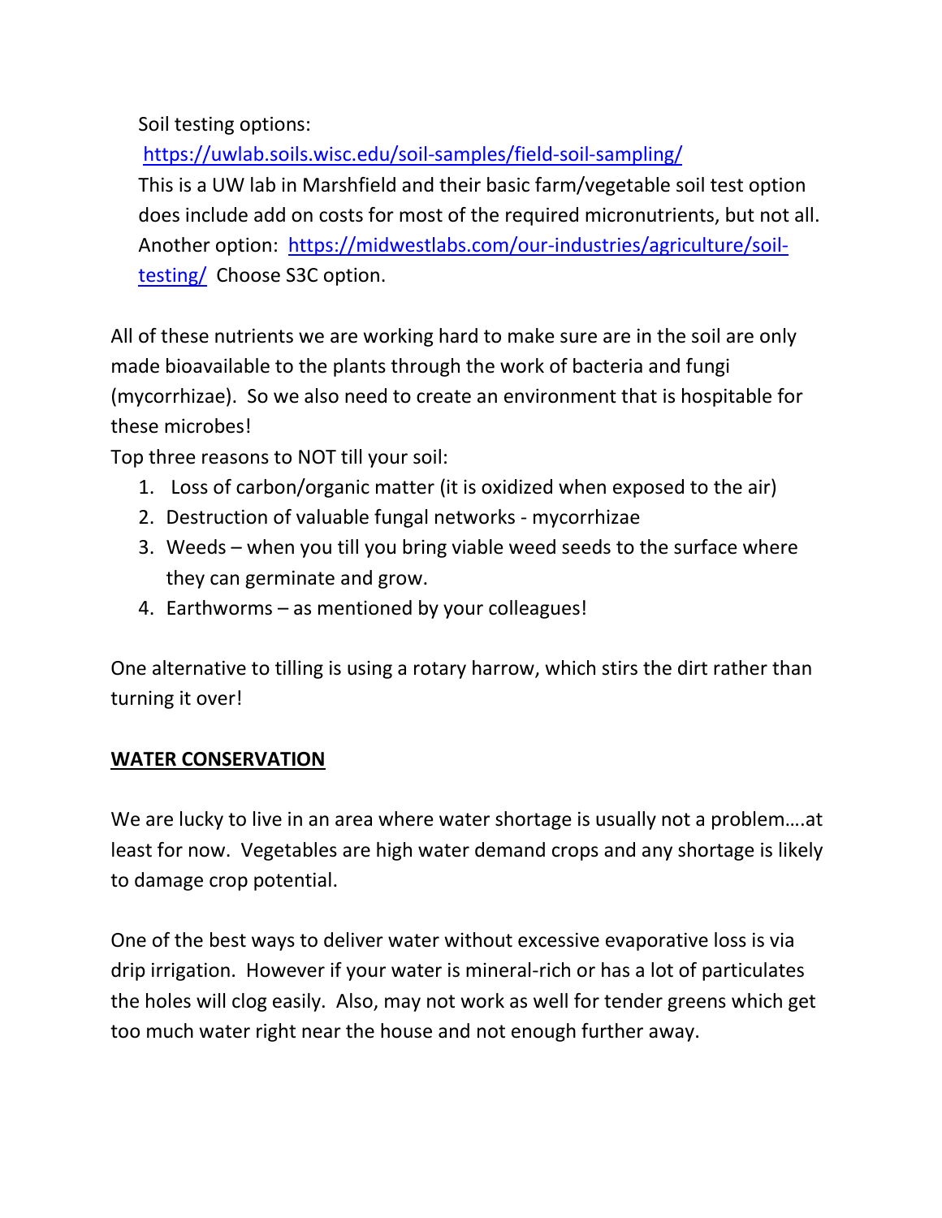Soil testing options:
https://uwlab.soils.wisc.edu/soil-samples/field-soil-sampling/
This is a UW lab in Marshfield and their basic farm/vegetable soil test option does include add on costs for most of the required micronutrients, but not all. Another option: https://midwestlabs.com/our-industries/agriculture/soil-testing/ Choose S3C option.

All of these nutrients we are working hard to make sure are in the soil are only made bioavailable to the plants through the work of bacteria and fungi (mycorrhizae). So we also need to create an environment that is hospitable for these microbes!

Top three reasons to NOT till your soil:

1. Loss of carbon/organic matter (it is oxidized when exposed to the air)
2. Destruction of valuable fungal networks - mycorrhizae
3. Weeds – when you till you bring viable weed seeds to the surface where they can germinate and grow.
4. Earthworms – as mentioned by your colleagues!

One alternative to tilling is using a rotary harrow, which stirs the dirt rather than turning it over!

## WATER CONSERVATION

We are lucky to live in an area where water shortage is usually not a problem….at least for now. Vegetables are high water demand crops and any shortage is likely to damage crop potential.

One of the best ways to deliver water without excessive evaporative loss is via drip irrigation. However if your water is mineral-rich or has a lot of particulates the holes will clog easily. Also, may not work as well for tender greens which get too much water right near the house and not enough further away.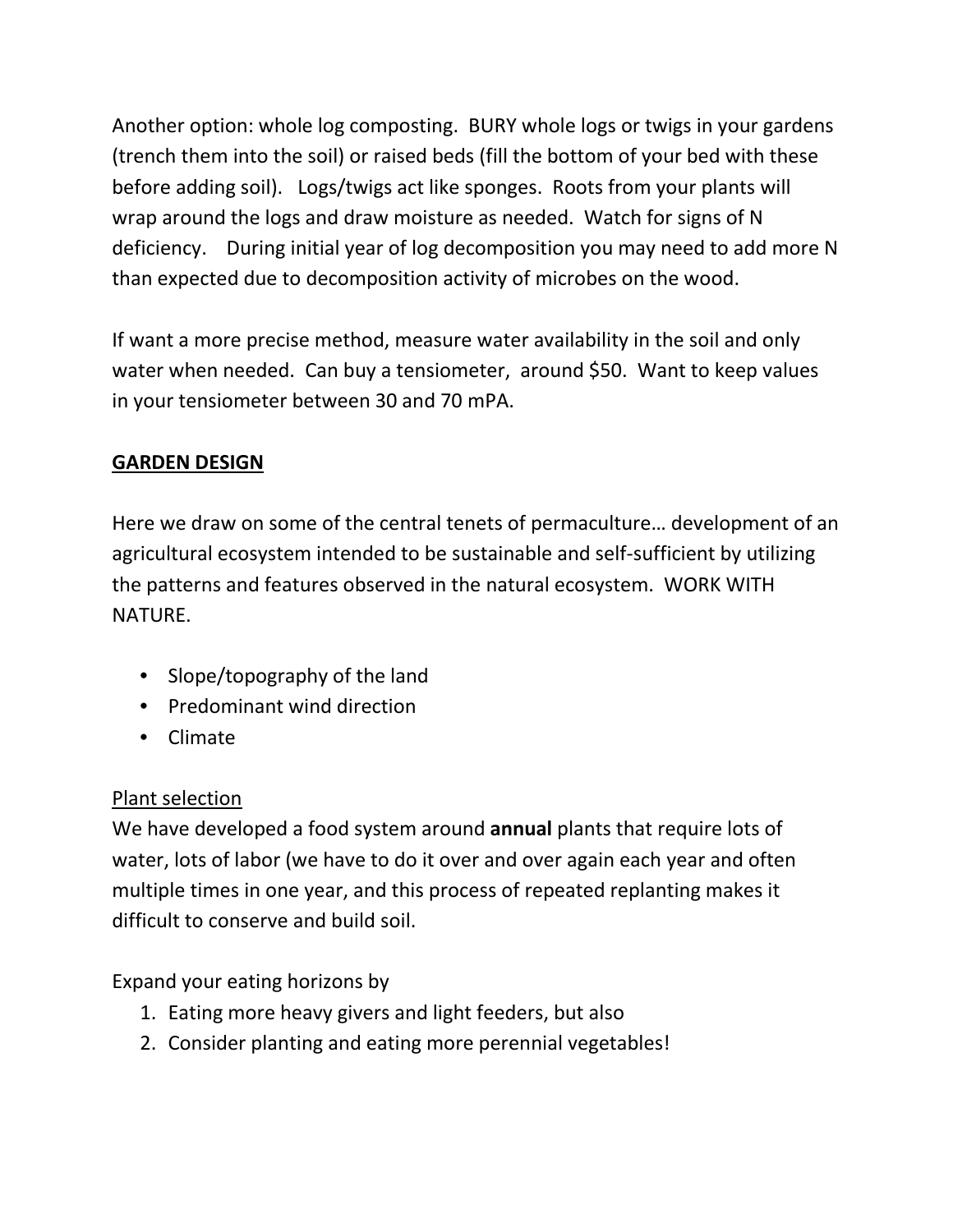Another option: whole log composting. BURY whole logs or twigs in your gardens (trench them into the soil) or raised beds (fill the bottom of your bed with these before adding soil). Logs/twigs act like sponges. Roots from your plants will wrap around the logs and draw moisture as needed. Watch for signs of N deficiency. During initial year of log decomposition you may need to add more N than expected due to decomposition activity of microbes on the wood.

If want a more precise method, measure water availability in the soil and only water when needed. Can buy a tensiometer, around $50. Want to keep values in your tensiometer between 30 and 70 mPA.

## GARDEN DESIGN

Here we draw on some of the central tenets of permaculture… development of an agricultural ecosystem intended to be sustainable and self-sufficient by utilizing the patterns and features observed in the natural ecosystem. WORK WITH NATURE.

- Slope/topography of the land
- Predominant wind direction
- Climate

### Plant selection

We have developed a food system around **annual** plants that require lots of water, lots of labor (we have to do it over and over again each year and often multiple times in one year, and this process of repeated replanting makes it difficult to conserve and build soil.

Expand your eating horizons by

1. Eating more heavy givers and light feeders, but also
2. Consider planting and eating more perennial vegetables!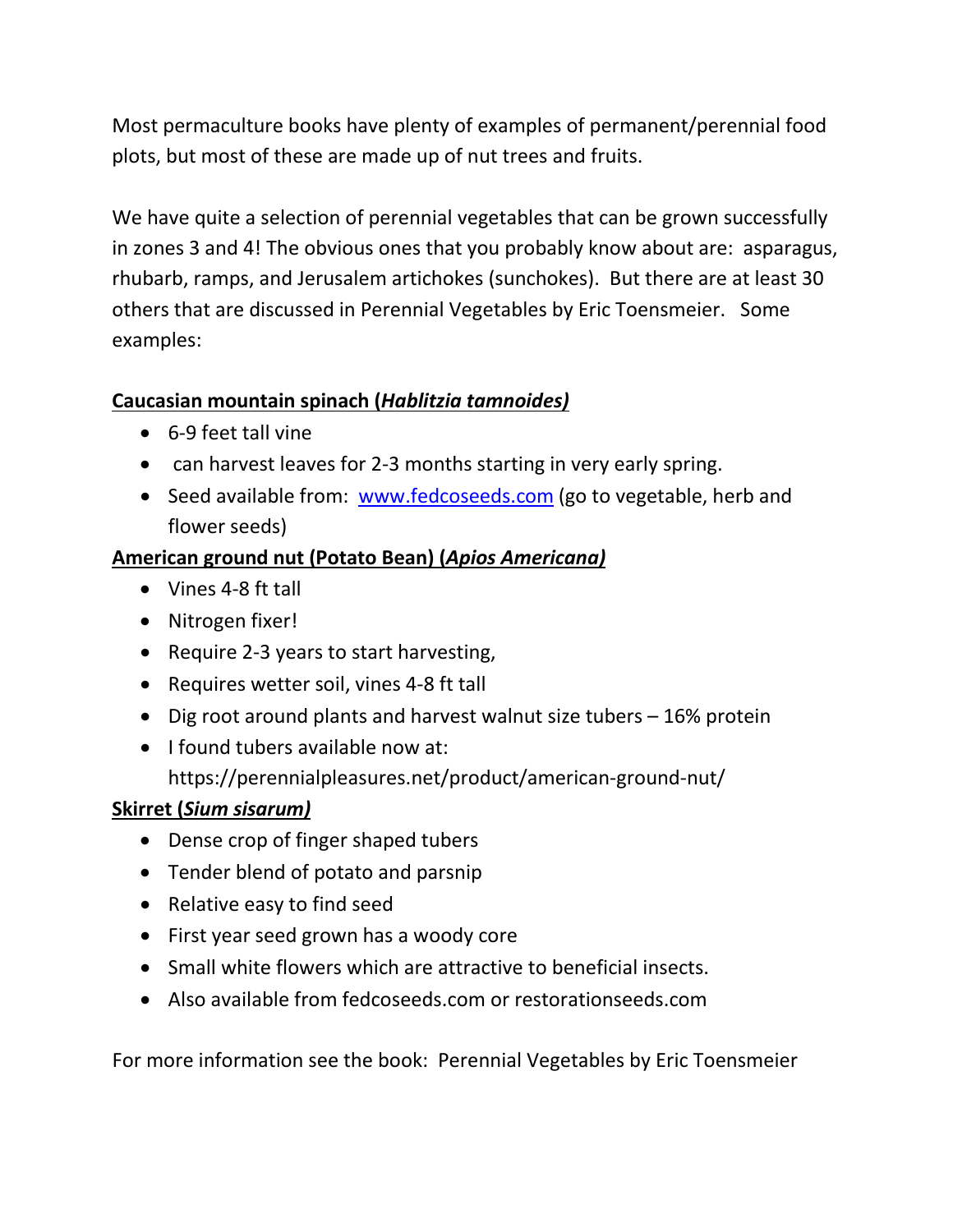Most permaculture books have plenty of examples of permanent/perennial food plots, but most of these are made up of nut trees and fruits.

We have quite a selection of perennial vegetables that can be grown successfully in zones 3 and 4! The obvious ones that you probably know about are: asparagus, rhubarb, ramps, and Jerusalem artichokes (sunchokes). But there are at least 30 others that are discussed in Perennial Vegetables by Eric Toensmeier. Some examples:

**Caucasian mountain spinach (*Hablitzia tamnoides)***

- 6-9 feet tall vine
- can harvest leaves for 2-3 months starting in very early spring.
- Seed available from: [www.fedcoseeds.com](http://www.fedcoseeds.com) (go to vegetable, herb and flower seeds)

**American ground nut (Potato Bean) (*Apios Americana)***

- Vines 4-8 ft tall
- Nitrogen fixer!
- Require 2-3 years to start harvesting,
- Requires wetter soil, vines 4-8 ft tall
- Dig root around plants and harvest walnut size tubers – 16% protein
- I found tubers available now at: https://perennialpleasures.net/product/american-ground-nut/

**Skirret (*Sium sisarum)***

- Dense crop of finger shaped tubers
- Tender blend of potato and parsnip
- Relative easy to find seed
- First year seed grown has a woody core
- Small white flowers which are attractive to beneficial insects.
- Also available from fedcoseeds.com or restorationseeds.com

For more information see the book: Perennial Vegetables by Eric Toensmeier